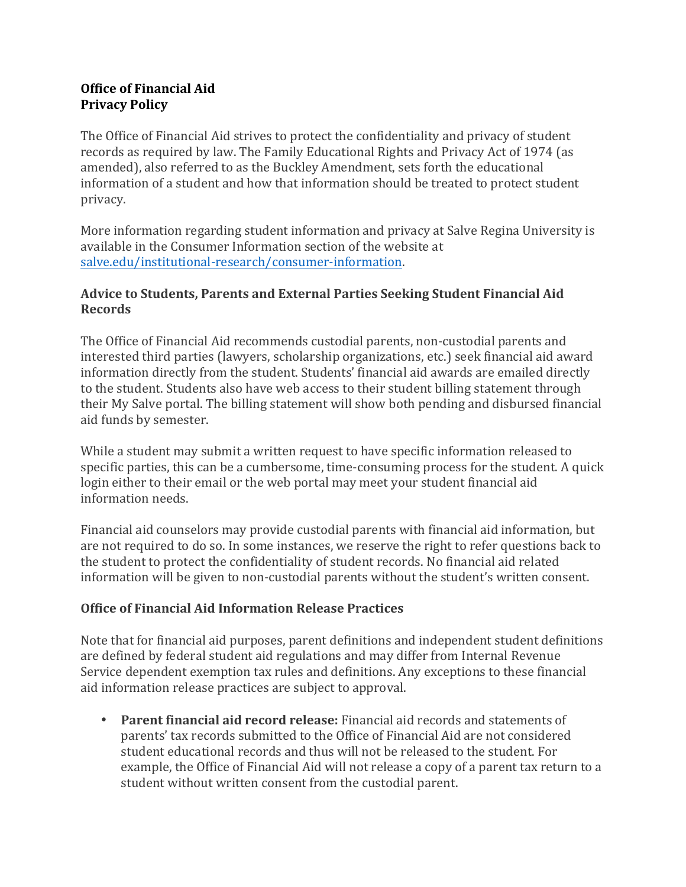**Office of Financial Aid**
**Privacy Policy**

The Office of Financial Aid strives to protect the confidentiality and privacy of student records as required by law. The Family Educational Rights and Privacy Act of 1974 (as amended), also referred to as the Buckley Amendment, sets forth the educational information of a student and how that information should be treated to protect student privacy.

More information regarding student information and privacy at Salve Regina University is available in the Consumer Information section of the website at [salve.edu/institutional-research/consumer-information](salve.edu/institutional-research/consumer-information).

## Advice to Students, Parents and External Parties Seeking Student Financial Aid Records

The Office of Financial Aid recommends custodial parents, non-custodial parents and interested third parties (lawyers, scholarship organizations, etc.) seek financial aid award information directly from the student. Students' financial aid awards are emailed directly to the student. Students also have web access to their student billing statement through their My Salve portal. The billing statement will show both pending and disbursed financial aid funds by semester.

While a student may submit a written request to have specific information released to specific parties, this can be a cumbersome, time-consuming process for the student. A quick login either to their email or the web portal may meet your student financial aid information needs.

Financial aid counselors may provide custodial parents with financial aid information, but are not required to do so. In some instances, we reserve the right to refer questions back to the student to protect the confidentiality of student records. No financial aid related information will be given to non-custodial parents without the student's written consent.

## Office of Financial Aid Information Release Practices

Note that for financial aid purposes, parent definitions and independent student definitions are defined by federal student aid regulations and may differ from Internal Revenue Service dependent exemption tax rules and definitions. Any exceptions to these financial aid information release practices are subject to approval.

- **Parent financial aid record release:** Financial aid records and statements of parents' tax records submitted to the Office of Financial Aid are not considered student educational records and thus will not be released to the student. For example, the Office of Financial Aid will not release a copy of a parent tax return to a student without written consent from the custodial parent.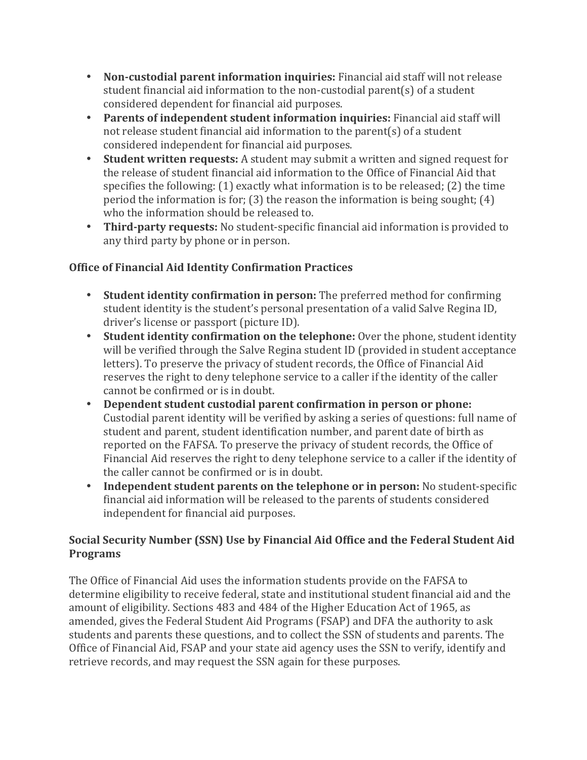- **Non-custodial parent information inquiries:** Financial aid staff will not release student financial aid information to the non-custodial parent(s) of a student considered dependent for financial aid purposes.
- **Parents of independent student information inquiries:** Financial aid staff will not release student financial aid information to the parent(s) of a student considered independent for financial aid purposes.
- **Student written requests:** A student may submit a written and signed request for the release of student financial aid information to the Office of Financial Aid that specifies the following: (1) exactly what information is to be released; (2) the time period the information is for; (3) the reason the information is being sought; (4) who the information should be released to.
- **Third-party requests:** No student-specific financial aid information is provided to any third party by phone or in person.

**Office of Financial Aid Identity Confirmation Practices**

- **Student identity confirmation in person:** The preferred method for confirming student identity is the student's personal presentation of a valid Salve Regina ID, driver's license or passport (picture ID).
- **Student identity confirmation on the telephone:** Over the phone, student identity will be verified through the Salve Regina student ID (provided in student acceptance letters). To preserve the privacy of student records, the Office of Financial Aid reserves the right to deny telephone service to a caller if the identity of the caller cannot be confirmed or is in doubt.
- **Dependent student custodial parent confirmation in person or phone:** Custodial parent identity will be verified by asking a series of questions: full name of student and parent, student identification number, and parent date of birth as reported on the FAFSA. To preserve the privacy of student records, the Office of Financial Aid reserves the right to deny telephone service to a caller if the identity of the caller cannot be confirmed or is in doubt.
- **Independent student parents on the telephone or in person:** No student-specific financial aid information will be released to the parents of students considered independent for financial aid purposes.

**Social Security Number (SSN) Use by Financial Aid Office and the Federal Student Aid Programs**

The Office of Financial Aid uses the information students provide on the FAFSA to determine eligibility to receive federal, state and institutional student financial aid and the amount of eligibility. Sections 483 and 484 of the Higher Education Act of 1965, as amended, gives the Federal Student Aid Programs (FSAP) and DFA the authority to ask students and parents these questions, and to collect the SSN of students and parents. The Office of Financial Aid, FSAP and your state aid agency uses the SSN to verify, identify and retrieve records, and may request the SSN again for these purposes.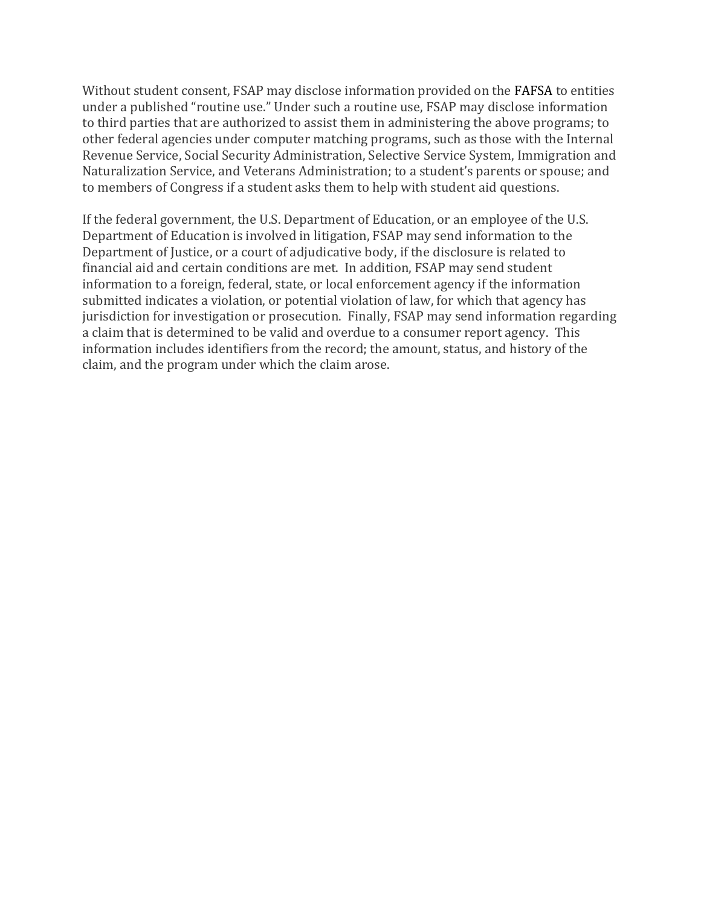Without student consent, FSAP may disclose information provided on the FAFSA to entities under a published "routine use." Under such a routine use, FSAP may disclose information to third parties that are authorized to assist them in administering the above programs; to other federal agencies under computer matching programs, such as those with the Internal Revenue Service, Social Security Administration, Selective Service System, Immigration and Naturalization Service, and Veterans Administration; to a student's parents or spouse; and to members of Congress if a student asks them to help with student aid questions.

If the federal government, the U.S. Department of Education, or an employee of the U.S. Department of Education is involved in litigation, FSAP may send information to the Department of Justice, or a court of adjudicative body, if the disclosure is related to financial aid and certain conditions are met. In addition, FSAP may send student information to a foreign, federal, state, or local enforcement agency if the information submitted indicates a violation, or potential violation of law, for which that agency has jurisdiction for investigation or prosecution. Finally, FSAP may send information regarding a claim that is determined to be valid and overdue to a consumer report agency. This information includes identifiers from the record; the amount, status, and history of the claim, and the program under which the claim arose.